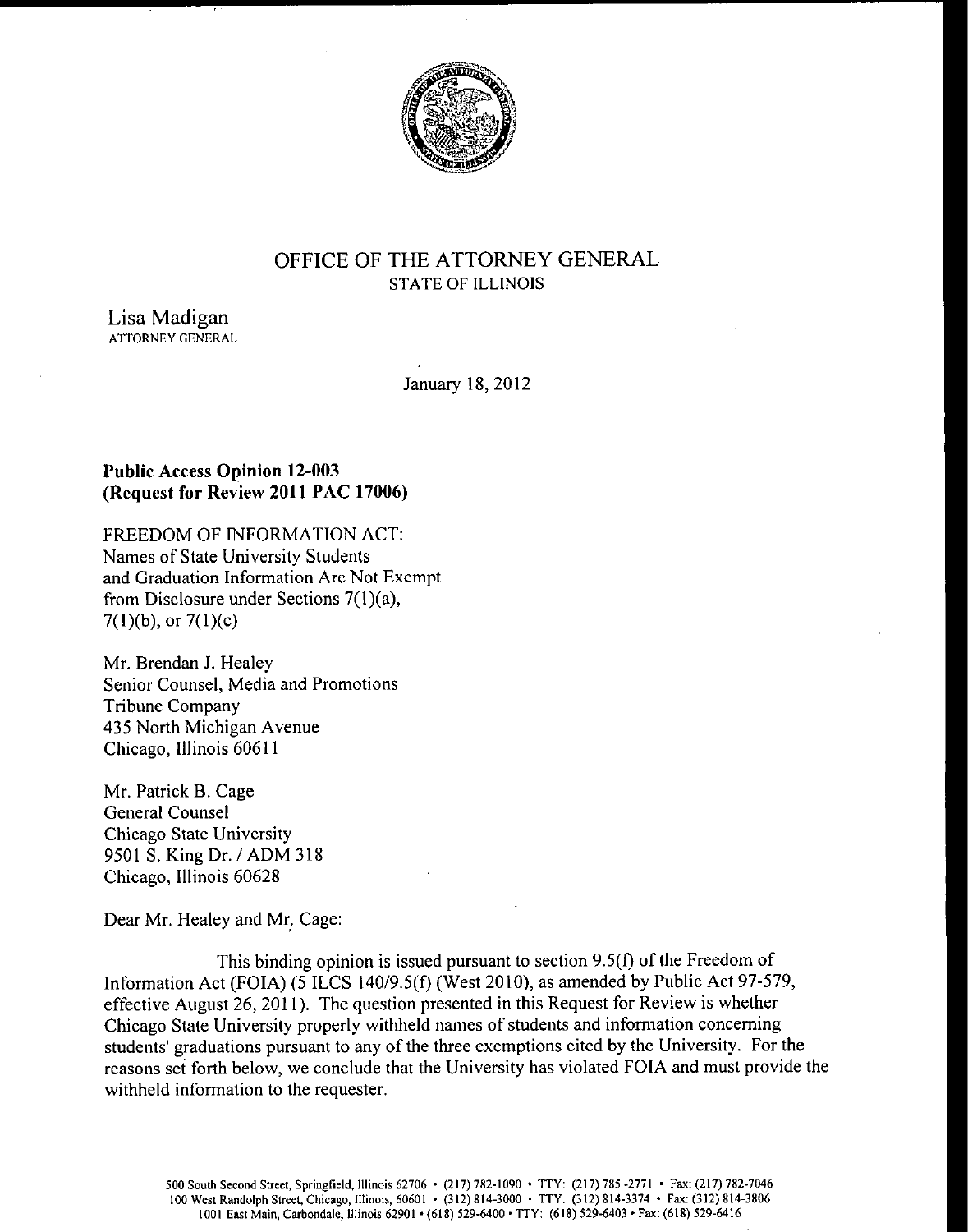# OFFICE OF THE ATTORNEY GENERAL
STATE OF ILLINOIS

Lisa Madigan
ATTORNEY GENERAL

January 18, 2012

**Public Access Opinion 12-003**
**(Request for Review 2011 PAC 17006)**

FREEDOM OF INFORMATION ACT:
Names of State University Students
and Graduation Information Are Not Exempt
from Disclosure under Sections 7(1)(a),
7(1)(b), or 7(1)(c)

Mr. Brendan J. Healey
Senior Counsel, Media and Promotions
Tribune Company
435 North Michigan Avenue
Chicago, Illinois 60611

Mr. Patrick B. Cage
General Counsel
Chicago State University
9501 S. King Dr. / ADM 318
Chicago, Illinois 60628

Dear Mr. Healey and Mr. Cage:

This binding opinion is issued pursuant to section 9.5(f) of the Freedom of Information Act (FOIA) (5 ILCS 140/9.5(f) (West 2010), as amended by Public Act 97-579, effective August 26, 2011). The question presented in this Request for Review is whether Chicago State University properly withheld names of students and information concerning students' graduations pursuant to any of the three exemptions cited by the University. For the reasons set forth below, we conclude that the University has violated FOIA and must provide the withheld information to the requester.

500 South Second Street, Springfield, Illinois 62706 • (217) 782-1090 • TTY: (217) 785-2771 • Fax: (217) 782-7046
100 West Randolph Street, Chicago, Illinois, 60601 • (312) 814-3000 • TTY: (312) 814-3374 • Fax: (312) 814-3806
1001 East Main, Carbondale, Illinois 62901 • (618) 529-6400 • TTY: (618) 529-6403 • Fax: (618) 529-6416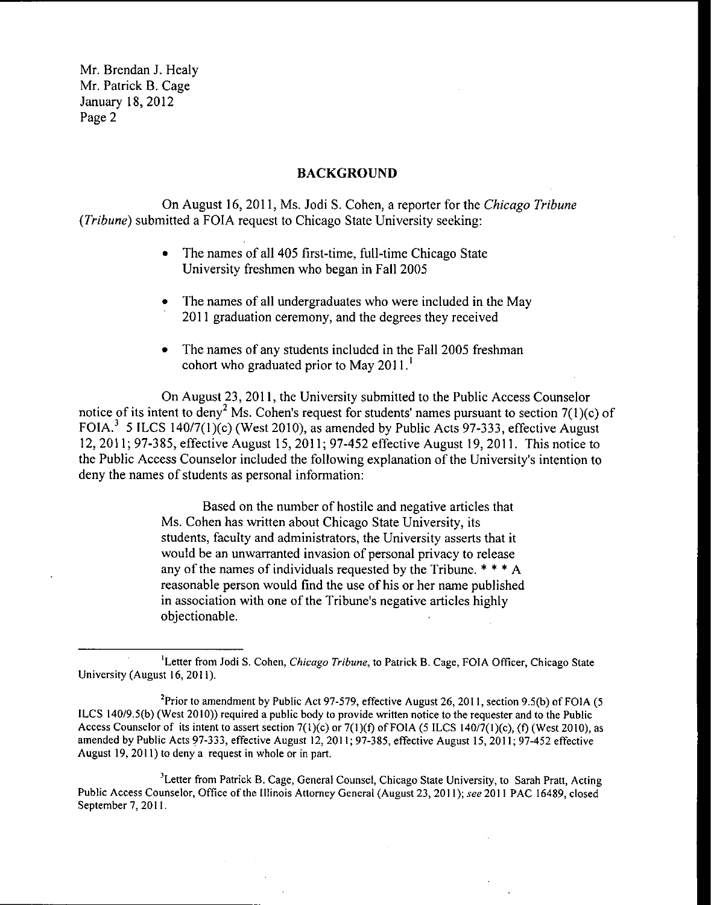Mr. Brendan J. Healy
Mr. Patrick B. Cage
January 18, 2012

## BACKGROUND

On August 16, 2011, Ms. Jodi S. Cohen, a reporter for the *Chicago Tribune* (*Tribune*) submitted a FOIA request to Chicago State University seeking:

- The names of all 405 first-time, full-time Chicago State University freshmen who began in Fall 2005
- The names of all undergraduates who were included in the May 2011 graduation ceremony, and the degrees they received
- The names of any students included in the Fall 2005 freshman cohort who graduated prior to May 2011.[1]

On August 23, 2011, the University submitted to the Public Access Counselor notice of its intent to deny[2] Ms. Cohen's request for students' names pursuant to section 7(1)(c) of FOIA.[3] 5 ILCS 140/7(1)(c) (West 2010), as amended by Public Acts 97-333, effective August 12, 2011; 97-385, effective August 15, 2011; 97-452 effective August 19, 2011. This notice to the Public Access Counselor included the following explanation of the University's intention to deny the names of students as personal information:

> Based on the number of hostile and negative articles that Ms. Cohen has written about Chicago State University, its students, faculty and administrators, the University asserts that it would be an unwarranted invasion of personal privacy to release any of the names of individuals requested by the Tribune. * * * A reasonable person would find the use of his or her name published in association with one of the Tribune's negative articles highly objectionable.

---

[1] Letter from Jodi S. Cohen, *Chicago Tribune*, to Patrick B. Cage, FOIA Officer, Chicago State University (August 16, 2011).

[2] Prior to amendment by Public Act 97-579, effective August 26, 2011, section 9.5(b) of FOIA (5 ILCS 140/9.5(b) (West 2010)) required a public body to provide written notice to the requester and to the Public Access Counselor of its intent to assert section 7(1)(c) or 7(1)(f) of FOIA (5 ILCS 140/7(1)(c), (f) (West 2010), as amended by Public Acts 97-333, effective August 12, 2011; 97-385, effective August 15, 2011; 97-452 effective August 19, 2011) to deny a request in whole or in part.

[3] Letter from Patrick B. Cage, General Counsel, Chicago State University, to Sarah Pratt, Acting Public Access Counselor, Office of the Illinois Attorney General (August 23, 2011); *see* 2011 PAC 16489, closed September 7, 2011.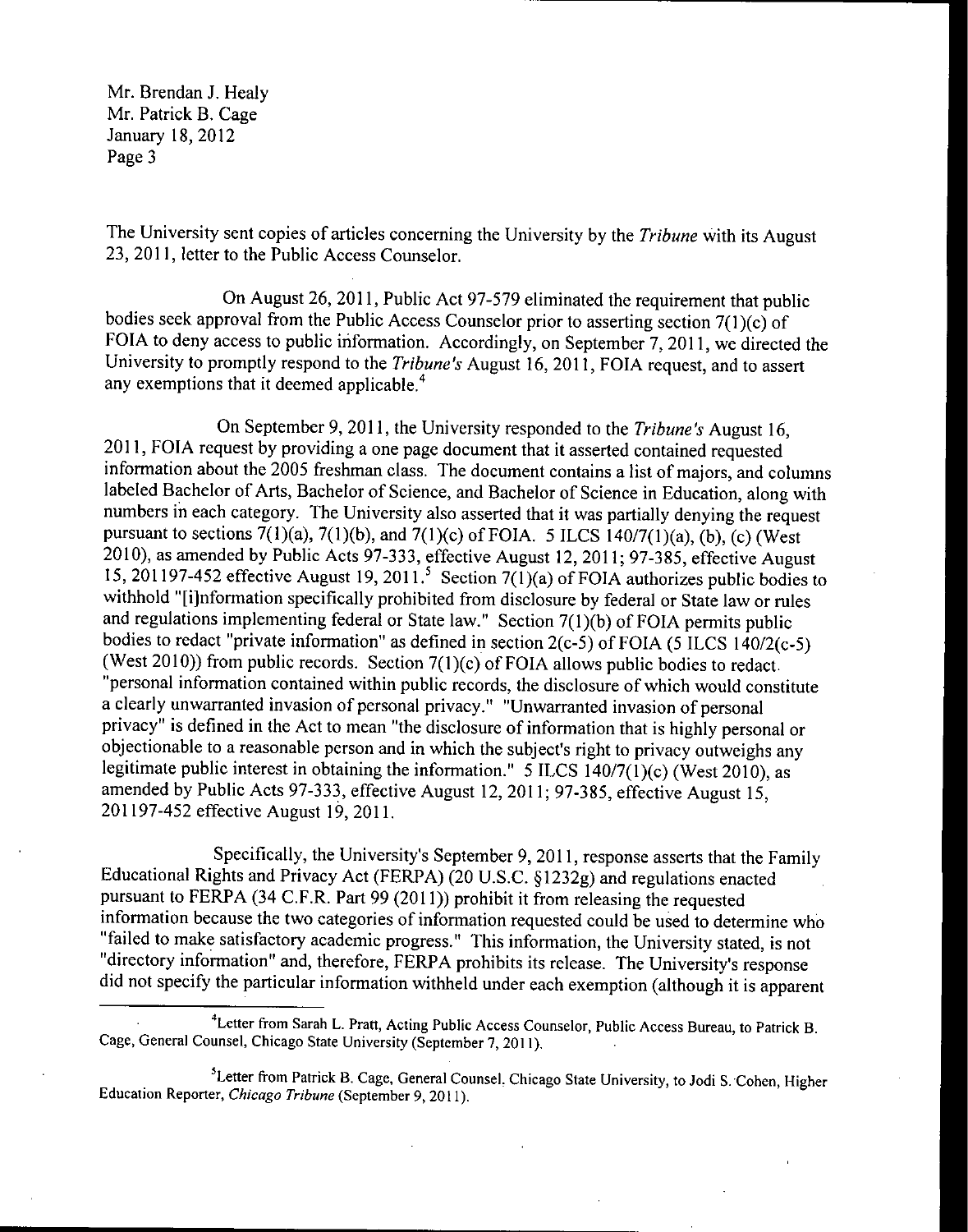The University sent copies of articles concerning the University by the *Tribune* with its August 23, 2011, letter to the Public Access Counselor.

On August 26, 2011, Public Act 97-579 eliminated the requirement that public bodies seek approval from the Public Access Counselor prior to asserting section 7(1)(c) of FOIA to deny access to public information. Accordingly, on September 7, 2011, we directed the University to promptly respond to the *Tribune's* August 16, 2011, FOIA request, and to assert any exemptions that it deemed applicable.[4]

On September 9, 2011, the University responded to the *Tribune's* August 16, 2011, FOIA request by providing a one page document that it asserted contained requested information about the 2005 freshman class. The document contains a list of majors, and columns labeled Bachelor of Arts, Bachelor of Science, and Bachelor of Science in Education, along with numbers in each category. The University also asserted that it was partially denying the request pursuant to sections 7(1)(a), 7(1)(b), and 7(1)(c) of FOIA. 5 ILCS 140/7(1)(a), (b), (c) (West 2010), as amended by Public Acts 97-333, effective August 12, 2011; 97-385, effective August 15, 201197-452 effective August 19, 2011.[5] Section 7(1)(a) of FOIA authorizes public bodies to withhold "[i]nformation specifically prohibited from disclosure by federal or State law or rules and regulations implementing federal or State law." Section 7(1)(b) of FOIA permits public bodies to redact "private information" as defined in section 2(c-5) of FOIA (5 ILCS 140/2(c-5) (West 2010)) from public records. Section 7(1)(c) of FOIA allows public bodies to redact "personal information contained within public records, the disclosure of which would constitute a clearly unwarranted invasion of personal privacy." "Unwarranted invasion of personal privacy" is defined in the Act to mean "the disclosure of information that is highly personal or objectionable to a reasonable person and in which the subject's right to privacy outweighs any legitimate public interest in obtaining the information." 5 ILCS 140/7(1)(c) (West 2010), as amended by Public Acts 97-333, effective August 12, 2011; 97-385, effective August 15, 201197-452 effective August 19, 2011.

Specifically, the University's September 9, 2011, response asserts that the Family Educational Rights and Privacy Act (FERPA) (20 U.S.C. §1232g) and regulations enacted pursuant to FERPA (34 C.F.R. Part 99 (2011)) prohibit it from releasing the requested information because the two categories of information requested could be used to determine who "failed to make satisfactory academic progress." This information, the University stated, is not "directory information" and, therefore, FERPA prohibits its release. The University's response did not specify the particular information withheld under each exemption (although it is apparent

---

[4] Letter from Sarah L. Pratt, Acting Public Access Counselor, Public Access Bureau, to Patrick B. Cage, General Counsel, Chicago State University (September 7, 2011).

[5] Letter from Patrick B. Cage, General Counsel. Chicago State University, to Jodi S. Cohen, Higher Education Reporter, *Chicago Tribune* (September 9, 2011).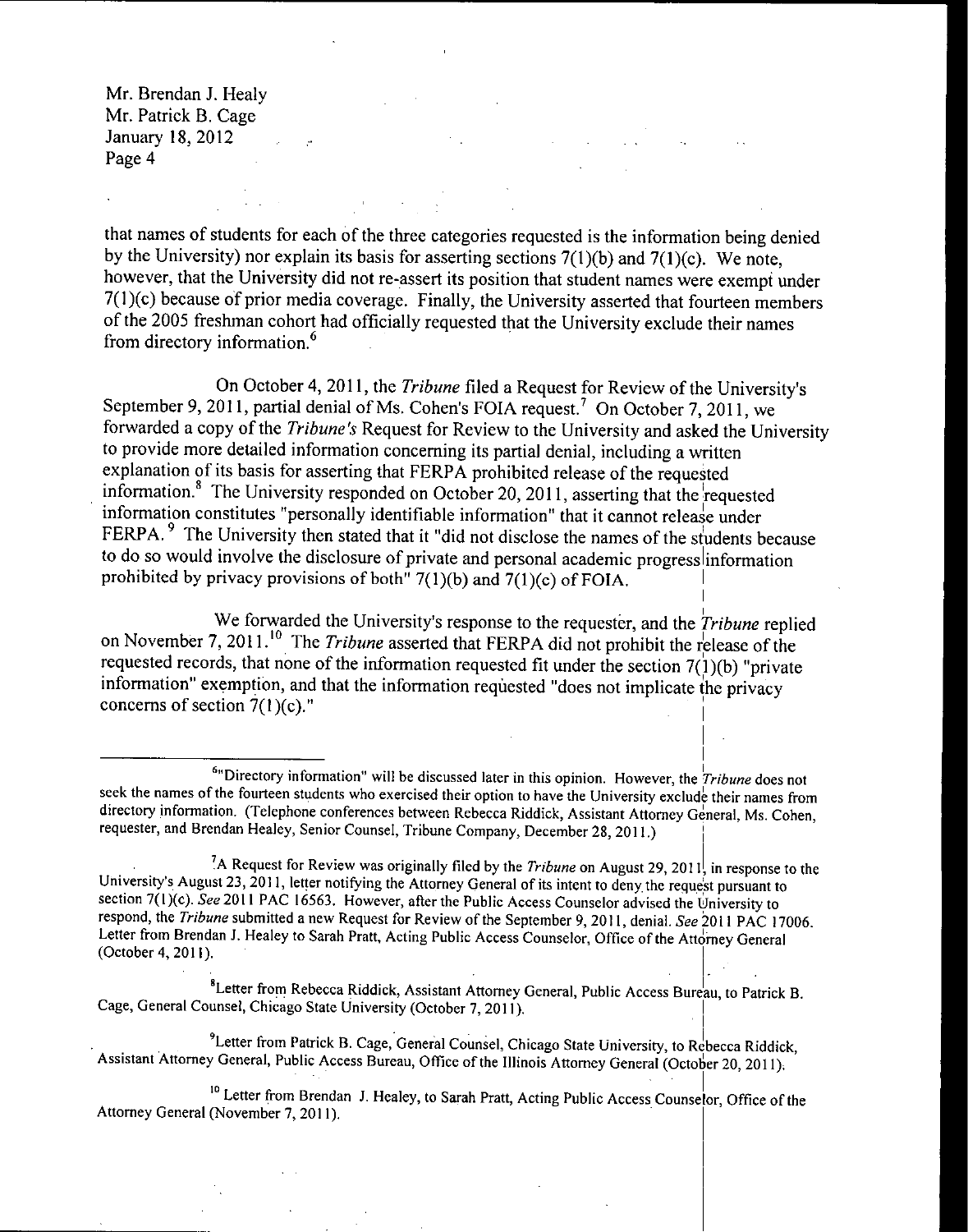Mr. Brendan J. Healy
Mr. Patrick B. Cage
January 18, 2012

that names of students for each of the three categories requested is the information being denied by the University) nor explain its basis for asserting sections 7(1)(b) and 7(1)(c). We note, however, that the University did not re-assert its position that student names were exempt under 7(1)(c) because of prior media coverage. Finally, the University asserted that fourteen members of the 2005 freshman cohort had officially requested that the University exclude their names from directory information.[6]

On October 4, 2011, the *Tribune* filed a Request for Review of the University's September 9, 2011, partial denial of Ms. Cohen's FOIA request.[7] On October 7, 2011, we forwarded a copy of the *Tribune's* Request for Review to the University and asked the University to provide more detailed information concerning its partial denial, including a written explanation of its basis for asserting that FERPA prohibited release of the requested information.[8] The University responded on October 20, 2011, asserting that the requested information constitutes "personally identifiable information" that it cannot release under FERPA.[9] The University then stated that it "did not disclose the names of the students because to do so would involve the disclosure of private and personal academic progress information prohibited by privacy provisions of both" 7(1)(b) and 7(1)(c) of FOIA.

We forwarded the University's response to the requester, and the *Tribune* replied on November 7, 2011.[10] The *Tribune* asserted that FERPA did not prohibit the release of the requested records, that none of the information requested fit under the section 7(1)(b) "private information" exemption, and that the information requested "does not implicate the privacy concerns of section 7(1)(c)."

---

[6]"Directory information" will be discussed later in this opinion. However, the *Tribune* does not seek the names of the fourteen students who exercised their option to have the University exclude their names from directory information. (Telephone conferences between Rebecca Riddick, Assistant Attorney General, Ms. Cohen, requester, and Brendan Healey, Senior Counsel, Tribune Company, December 28, 2011.)

[7]A Request for Review was originally filed by the *Tribune* on August 29, 2011, in response to the University's August 23, 2011, letter notifying the Attorney General of its intent to deny the request pursuant to section 7(1)(c). *See* 2011 PAC 16563. However, after the Public Access Counselor advised the University to respond, the *Tribune* submitted a new Request for Review of the September 9, 2011, denial. *See* 2011 PAC 17006. Letter from Brendan J. Healey to Sarah Pratt, Acting Public Access Counselor, Office of the Attorney General (October 4, 2011).

[8]Letter from Rebecca Riddick, Assistant Attorney General, Public Access Bureau, to Patrick B. Cage, General Counsel, Chicago State University (October 7, 2011).

[9]Letter from Patrick B. Cage, General Counsel, Chicago State University, to Rebecca Riddick, Assistant Attorney General, Public Access Bureau, Office of the Illinois Attorney General (October 20, 2011).

[10] Letter from Brendan J. Healey, to Sarah Pratt, Acting Public Access Counselor, Office of the Attorney General (November 7, 2011).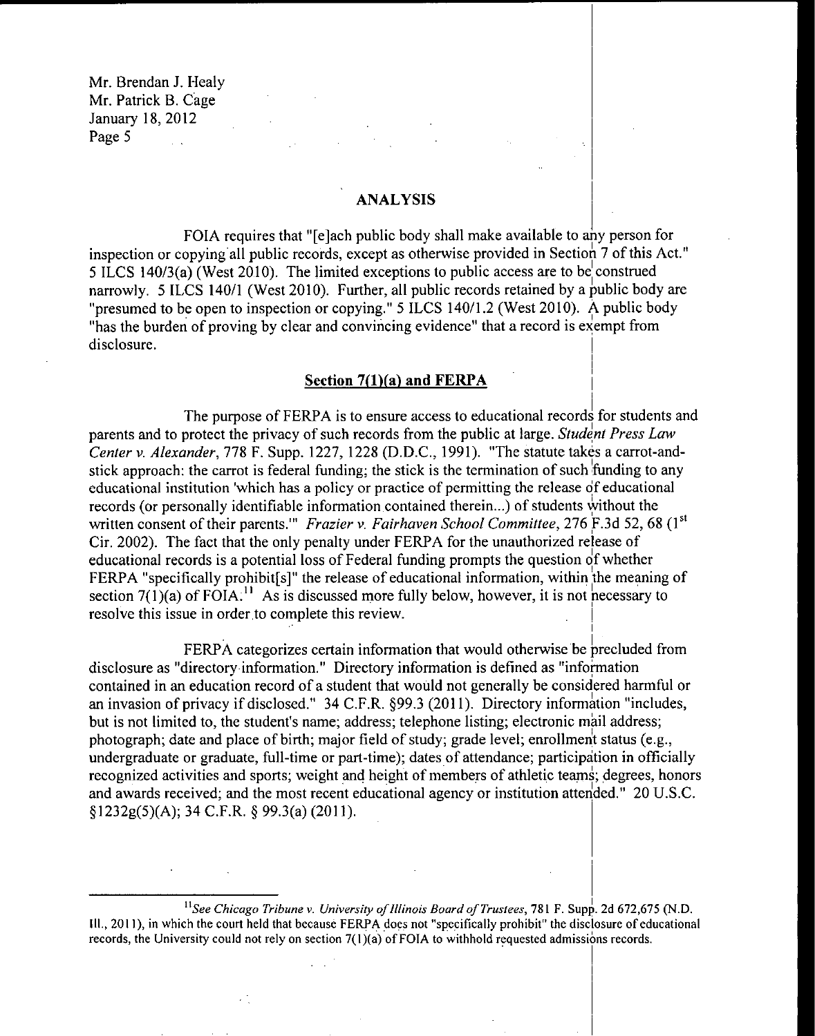Mr. Brendan J. Healy
Mr. Patrick B. Cage
January 18, 2012

## ANALYSIS

FOIA requires that "[e]ach public body shall make available to any person for inspection or copying all public records, except as otherwise provided in Section 7 of this Act." 5 ILCS 140/3(a) (West 2010). The limited exceptions to public access are to be construed narrowly. 5 ILCS 140/1 (West 2010). Further, all public records retained by a public body are "presumed to be open to inspection or copying." 5 ILCS 140/1.2 (West 2010). A public body "has the burden of proving by clear and convincing evidence" that a record is exempt from disclosure.

### Section 7(1)(a) and FERPA

The purpose of FERPA is to ensure access to educational records for students and parents and to protect the privacy of such records from the public at large. *Student Press Law Center v. Alexander*, 778 F. Supp. 1227, 1228 (D.D.C., 1991). "The statute takes a carrot-and-stick approach: the carrot is federal funding; the stick is the termination of such funding to any educational institution 'which has a policy or practice of permitting the release of educational records (or personally identifiable information contained therein...) of students without the written consent of their parents.'" *Frazier v. Fairhaven School Committee*, 276 F.3d 52, 68 (1st Cir. 2002). The fact that the only penalty under FERPA for the unauthorized release of educational records is a potential loss of Federal funding prompts the question of whether FERPA "specifically prohibit[s]" the release of educational information, within the meaning of section 7(1)(a) of FOIA.[11] As is discussed more fully below, however, it is not necessary to resolve this issue in order to complete this review.

FERPA categorizes certain information that would otherwise be precluded from disclosure as "directory information." Directory information is defined as "information contained in an education record of a student that would not generally be considered harmful or an invasion of privacy if disclosed." 34 C.F.R. §99.3 (2011). Directory information "includes, but is not limited to, the student's name; address; telephone listing; electronic mail address; photograph; date and place of birth; major field of study; grade level; enrollment status (e.g., undergraduate or graduate, full-time or part-time); dates of attendance; participation in officially recognized activities and sports; weight and height of members of athletic teams; degrees, honors and awards received; and the most recent educational agency or institution attended." 20 U.S.C. §1232g(5)(A); 34 C.F.R. § 99.3(a) (2011).

---

[11] *See Chicago Tribune v. University of Illinois Board of Trustees*, 781 F. Supp. 2d 672,675 (N.D. Ill., 2011), in which the court held that because FERPA does not "specifically prohibit" the disclosure of educational records, the University could not rely on section 7(1)(a) of FOIA to withhold requested admissions records.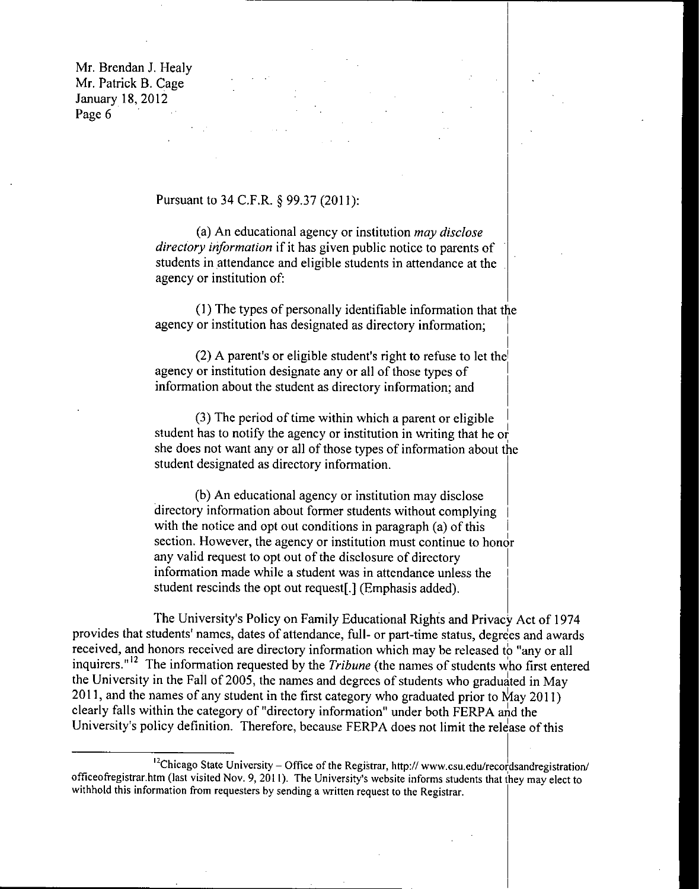Mr. Brendan J. Healy
Mr. Patrick B. Cage
January 18, 2012

Pursuant to 34 C.F.R. § 99.37 (2011):

> (a) An educational agency or institution *may disclose directory information* if it has given public notice to parents of students in attendance and eligible students in attendance at the agency or institution of:
>
> (1) The types of personally identifiable information that the agency or institution has designated as directory information;
>
> (2) A parent's or eligible student's right to refuse to let the agency or institution designate any or all of those types of information about the student as directory information; and
>
> (3) The period of time within which a parent or eligible student has to notify the agency or institution in writing that he or she does not want any or all of those types of information about the student designated as directory information.
>
> (b) An educational agency or institution may disclose directory information about former students without complying with the notice and opt out conditions in paragraph (a) of this section. However, the agency or institution must continue to honor any valid request to opt out of the disclosure of directory information made while a student was in attendance unless the student rescinds the opt out request[.] (Emphasis added).

The University's Policy on Family Educational Rights and Privacy Act of 1974 provides that students' names, dates of attendance, full- or part-time status, degrees and awards received, and honors received are directory information which may be released to "any or all inquirers."[12] The information requested by the *Tribune* (the names of students who first entered the University in the Fall of 2005, the names and degrees of students who graduated in May 2011, and the names of any student in the first category who graduated prior to May 2011) clearly falls within the category of "directory information" under both FERPA and the University's policy definition. Therefore, because FERPA does not limit the release of this

[12] Chicago State University – Office of the Registrar, http:// www.csu.edu/recordsandregistration/officeofregistrar.htm (last visited Nov. 9, 2011). The University's website informs students that they may elect to withhold this information from requesters by sending a written request to the Registrar.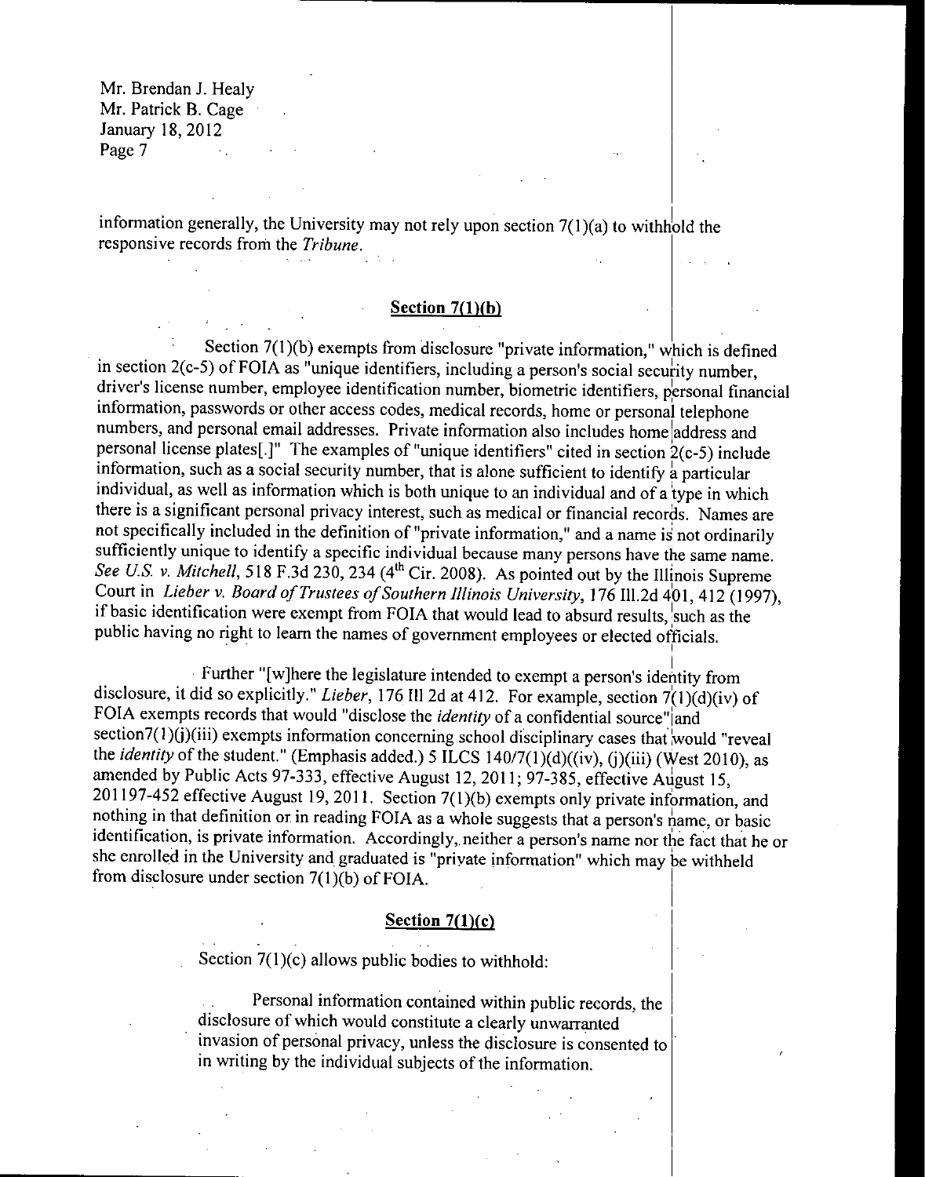information generally, the University may not rely upon section 7(1)(a) to withhold the responsive records from the *Tribune*.

## Section 7(1)(b)

Section 7(1)(b) exempts from disclosure "private information," which is defined in section 2(c-5) of FOIA as "unique identifiers, including a person's social security number, driver's license number, employee identification number, biometric identifiers, personal financial information, passwords or other access codes, medical records, home or personal telephone numbers, and personal email addresses. Private information also includes home address and personal license plates[.]" The examples of "unique identifiers" cited in section 2(c-5) include information, such as a social security number, that is alone sufficient to identify a particular individual, as well as information which is both unique to an individual and of a type in which there is a significant personal privacy interest, such as medical or financial records. Names are not specifically included in the definition of "private information," and a name is not ordinarily sufficiently unique to identify a specific individual because many persons have the same name. *See U.S. v. Mitchell*, 518 F.3d 230, 234 (4th Cir. 2008). As pointed out by the Illinois Supreme Court in *Lieber v. Board of Trustees of Southern Illinois University*, 176 Ill.2d 401, 412 (1997), if basic identification were exempt from FOIA that would lead to absurd results, such as the public having no right to learn the names of government employees or elected officials.

Further "[w]here the legislature intended to exempt a person's identity from disclosure, it did so explicitly." *Lieber*, 176 Ill 2d at 412. For example, section 7(1)(d)(iv) of FOIA exempts records that would "disclose the *identity* of a confidential source" and section7(1)(j)(iii) exempts information concerning school disciplinary cases that would "reveal the *identity* of the student." (Emphasis added.) 5 ILCS 140/7(1)(d)((iv), (j)(iii) (West 2010), as amended by Public Acts 97-333, effective August 12, 2011; 97-385, effective August 15, 201197-452 effective August 19, 2011. Section 7(1)(b) exempts only private information, and nothing in that definition or in reading FOIA as a whole suggests that a person's name, or basic identification, is private information. Accordingly, neither a person's name nor the fact that he or she enrolled in the University and graduated is "private information" which may be withheld from disclosure under section 7(1)(b) of FOIA.

## Section 7(1)(c)

Section 7(1)(c) allows public bodies to withhold:

> Personal information contained within public records, the disclosure of which would constitute a clearly unwarranted invasion of personal privacy, unless the disclosure is consented to in writing by the individual subjects of the information.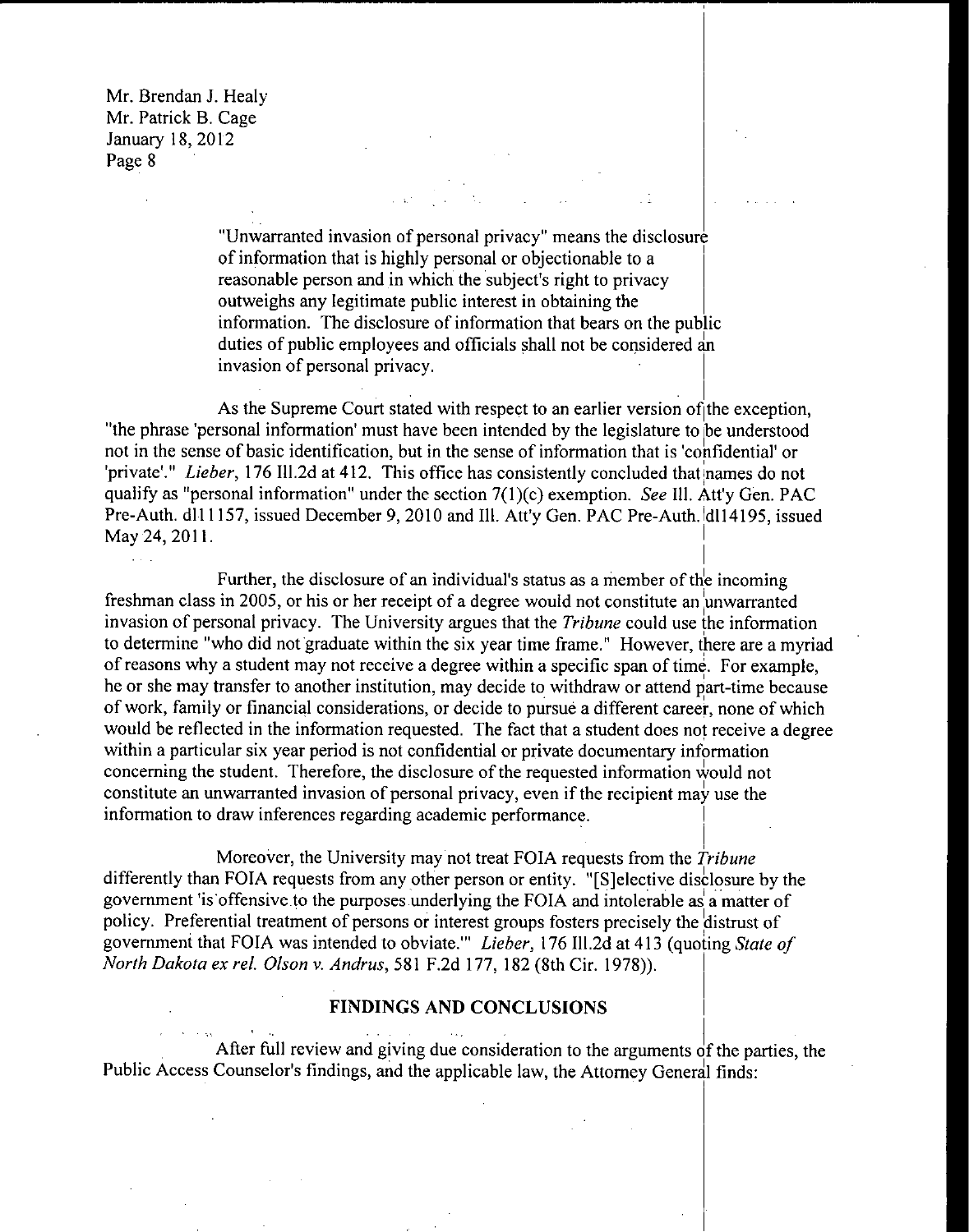"Unwarranted invasion of personal privacy" means the disclosure of information that is highly personal or objectionable to a reasonable person and in which the subject's right to privacy outweighs any legitimate public interest in obtaining the information. The disclosure of information that bears on the public duties of public employees and officials shall not be considered an invasion of personal privacy.

As the Supreme Court stated with respect to an earlier version of the exception, "the phrase 'personal information' must have been intended by the legislature to be understood not in the sense of basic identification, but in the sense of information that is 'confidential' or 'private'." *Lieber*, 176 Ill.2d at 412. This office has consistently concluded that names do not qualify as "personal information" under the section 7(1)(c) exemption. *See* Ill. Att'y Gen. PAC Pre-Auth. dl11157, issued December 9, 2010 and Ill. Att'y Gen. PAC Pre-Auth. dl14195, issued May 24, 2011.

Further, the disclosure of an individual's status as a member of the incoming freshman class in 2005, or his or her receipt of a degree would not constitute an unwarranted invasion of personal privacy. The University argues that the *Tribune* could use the information to determine "who did not graduate within the six year time frame." However, there are a myriad of reasons why a student may not receive a degree within a specific span of time. For example, he or she may transfer to another institution, may decide to withdraw or attend part-time because of work, family or financial considerations, or decide to pursue a different career, none of which would be reflected in the information requested. The fact that a student does not receive a degree within a particular six year period is not confidential or private documentary information concerning the student. Therefore, the disclosure of the requested information would not constitute an unwarranted invasion of personal privacy, even if the recipient may use the information to draw inferences regarding academic performance.

Moreover, the University may not treat FOIA requests from the *Tribune* differently than FOIA requests from any other person or entity. "[S]elective disclosure by the government 'is offensive to the purposes underlying the FOIA and intolerable as a matter of policy. Preferential treatment of persons or interest groups fosters precisely the distrust of government that FOIA was intended to obviate.'" *Lieber*, 176 Ill.2d at 413 (quoting *State of North Dakota ex rel. Olson v. Andrus*, 581 F.2d 177, 182 (8th Cir. 1978)).

## FINDINGS AND CONCLUSIONS

After full review and giving due consideration to the arguments of the parties, the Public Access Counselor's findings, and the applicable law, the Attorney General finds: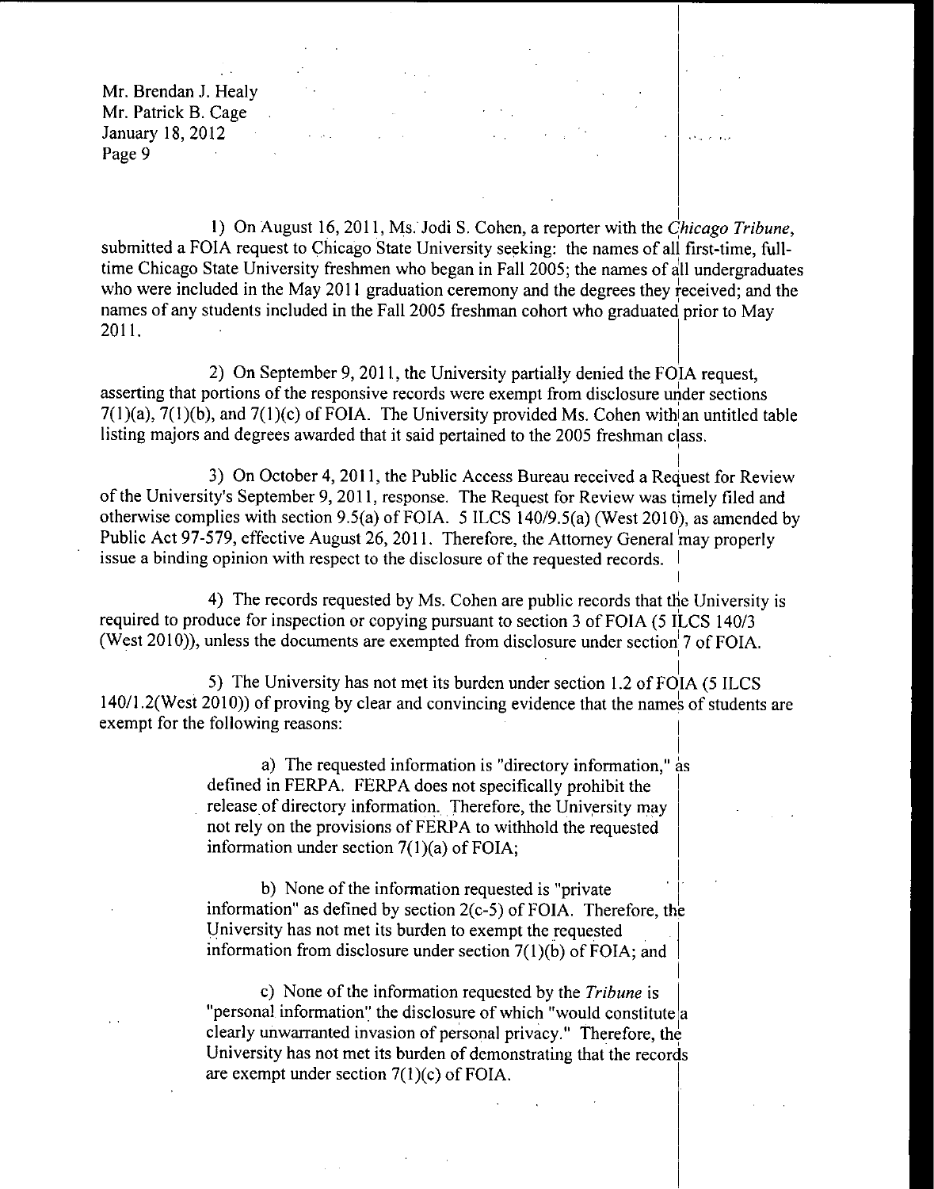Mr. Brendan J. Healy
Mr. Patrick B. Cage
January 18, 2012

1) On August 16, 2011, Ms. Jodi S. Cohen, a reporter with the *Chicago Tribune*, submitted a FOIA request to Chicago State University seeking: the names of all first-time, full-time Chicago State University freshmen who began in Fall 2005; the names of all undergraduates who were included in the May 2011 graduation ceremony and the degrees they received; and the names of any students included in the Fall 2005 freshman cohort who graduated prior to May 2011.

2) On September 9, 2011, the University partially denied the FOIA request, asserting that portions of the responsive records were exempt from disclosure under sections 7(1)(a), 7(1)(b), and 7(1)(c) of FOIA. The University provided Ms. Cohen with an untitled table listing majors and degrees awarded that it said pertained to the 2005 freshman class.

3) On October 4, 2011, the Public Access Bureau received a Request for Review of the University's September 9, 2011, response. The Request for Review was timely filed and otherwise complies with section 9.5(a) of FOIA. 5 ILCS 140/9.5(a) (West 2010), as amended by Public Act 97-579, effective August 26, 2011. Therefore, the Attorney General may properly issue a binding opinion with respect to the disclosure of the requested records.

4) The records requested by Ms. Cohen are public records that the University is required to produce for inspection or copying pursuant to section 3 of FOIA (5 ILCS 140/3 (West 2010)), unless the documents are exempted from disclosure under section 7 of FOIA.

5) The University has not met its burden under section 1.2 of FOIA (5 ILCS 140/1.2(West 2010)) of proving by clear and convincing evidence that the names of students are exempt for the following reasons:

> a) The requested information is "directory information," as defined in FERPA. FERPA does not specifically prohibit the release of directory information. Therefore, the University may not rely on the provisions of FERPA to withhold the requested information under section 7(1)(a) of FOIA;
>
> b) None of the information requested is "private information" as defined by section 2(c-5) of FOIA. Therefore, the University has not met its burden to exempt the requested information from disclosure under section 7(1)(b) of FOIA; and
>
> c) None of the information requested by the *Tribune* is "personal information" the disclosure of which "would constitute a clearly unwarranted invasion of personal privacy." Therefore, the University has not met its burden of demonstrating that the records are exempt under section 7(1)(c) of FOIA.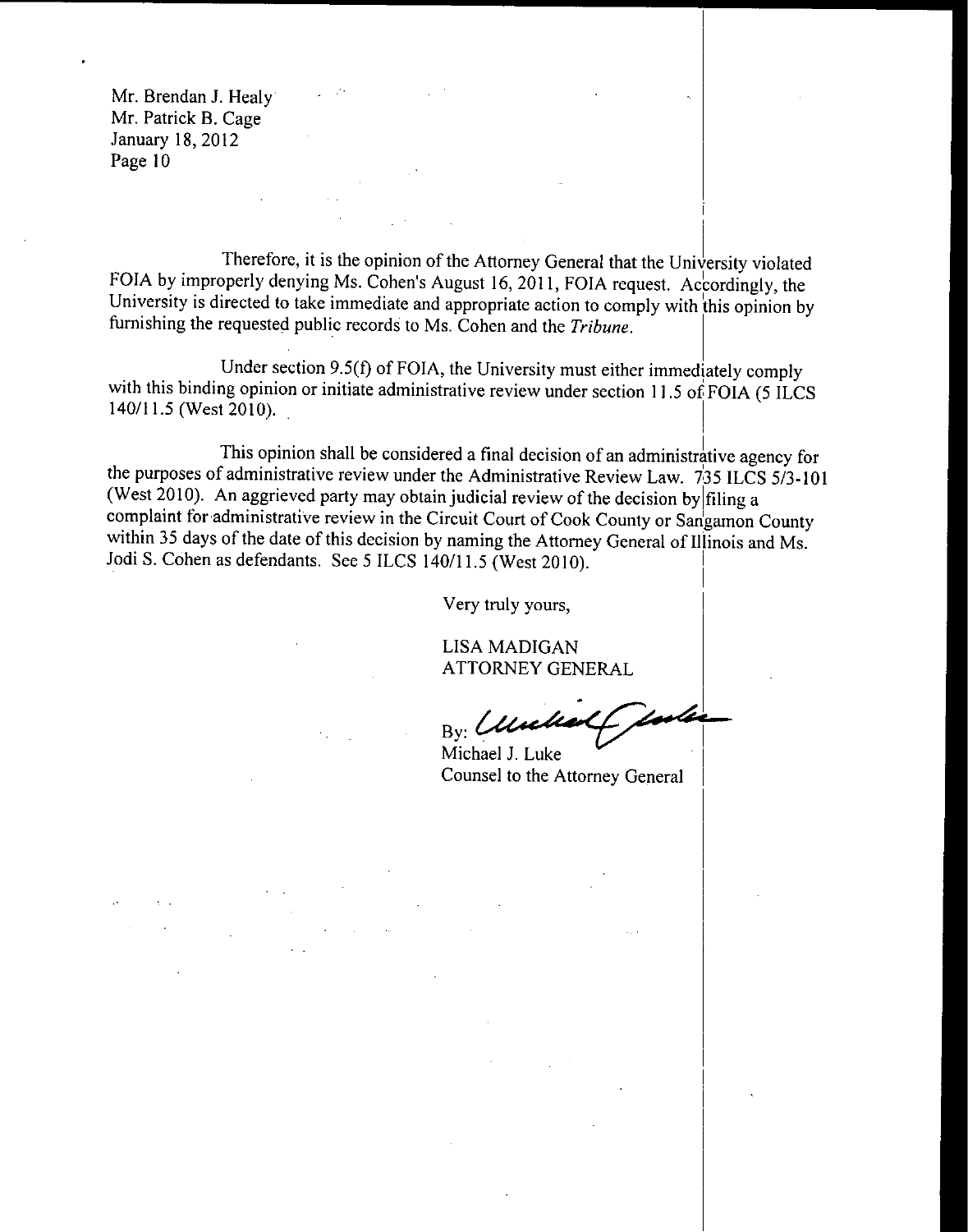Therefore, it is the opinion of the Attorney General that the University violated FOIA by improperly denying Ms. Cohen's August 16, 2011, FOIA request. Accordingly, the University is directed to take immediate and appropriate action to comply with this opinion by furnishing the requested public records to Ms. Cohen and the *Tribune*.

Under section 9.5(f) of FOIA, the University must either immediately comply with this binding opinion or initiate administrative review under section 11.5 of FOIA (5 ILCS 140/11.5 (West 2010).

This opinion shall be considered a final decision of an administrative agency for the purposes of administrative review under the Administrative Review Law. 735 ILCS 5/3-101 (West 2010). An aggrieved party may obtain judicial review of the decision by filing a complaint for administrative review in the Circuit Court of Cook County or Sangamon County within 35 days of the date of this decision by naming the Attorney General of Illinois and Ms. Jodi S. Cohen as defendants. See 5 ILCS 140/11.5 (West 2010).

Very truly yours,

LISA MADIGAN
ATTORNEY GENERAL

By: 
Michael J. Luke
Counsel to the Attorney General